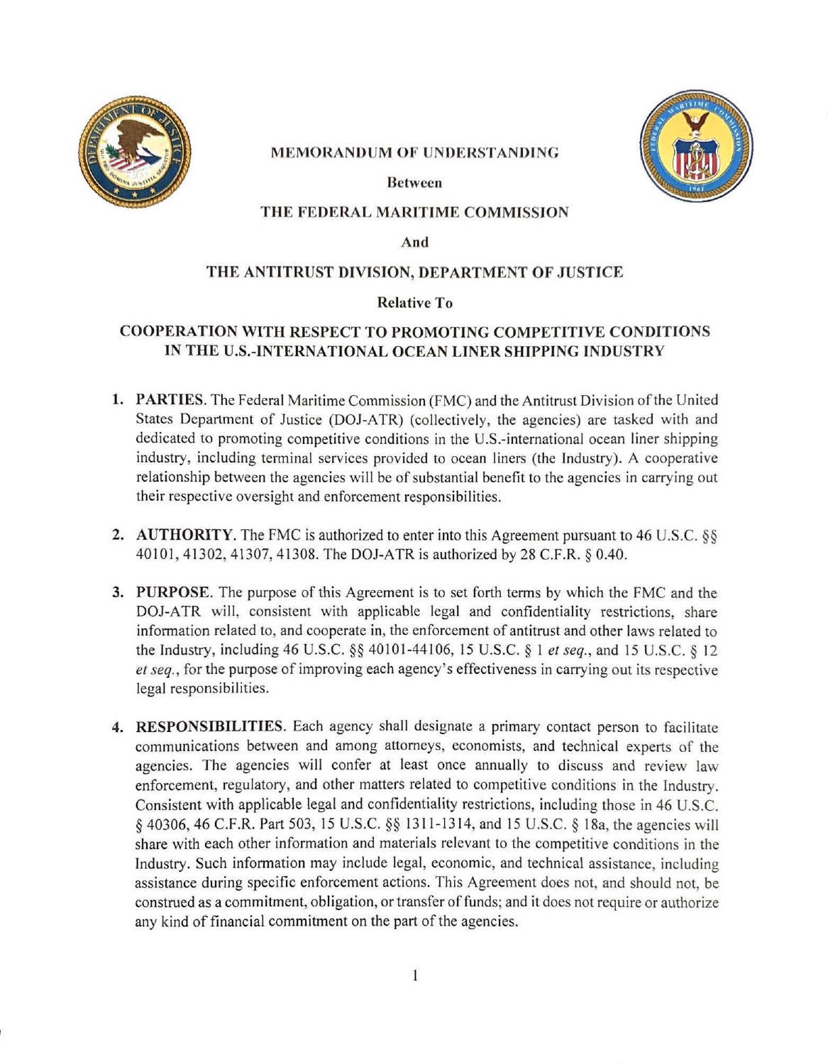# MEMORANDUM OF UNDERSTANDING

**Between**

**THE FEDERAL MARITIME COMMISSION**

**And**

**THE ANTITRUST DIVISION, DEPARTMENT OF JUSTICE**

**Relative To**

## COOPERATION WITH RESPECT TO PROMOTING COMPETITIVE CONDITIONS IN THE U.S.-INTERNATIONAL OCEAN LINER SHIPPING INDUSTRY

1. **PARTIES**. The Federal Maritime Commission (FMC) and the Antitrust Division of the United States Department of Justice (DOJ-ATR) (collectively, the agencies) are tasked with and dedicated to promoting competitive conditions in the U.S.-international ocean liner shipping industry, including terminal services provided to ocean liners (the Industry). A cooperative relationship between the agencies will be of substantial benefit to the agencies in carrying out their respective oversight and enforcement responsibilities.

2. **AUTHORITY**. The FMC is authorized to enter into this Agreement pursuant to 46 U.S.C. §§ 40101, 41302, 41307, 41308. The DOJ-ATR is authorized by 28 C.F.R. § 0.40.

3. **PURPOSE**. The purpose of this Agreement is to set forth terms by which the FMC and the DOJ-ATR will, consistent with applicable legal and confidentiality restrictions, share information related to, and cooperate in, the enforcement of antitrust and other laws related to the Industry, including 46 U.S.C. §§ 40101-44106, 15 U.S.C. § 1 *et seq.*, and 15 U.S.C. § 12 *et seq.*, for the purpose of improving each agency's effectiveness in carrying out its respective legal responsibilities.

4. **RESPONSIBILITIES**. Each agency shall designate a primary contact person to facilitate communications between and among attorneys, economists, and technical experts of the agencies. The agencies will confer at least once annually to discuss and review law enforcement, regulatory, and other matters related to competitive conditions in the Industry. Consistent with applicable legal and confidentiality restrictions, including those in 46 U.S.C. § 40306, 46 C.F.R. Part 503, 15 U.S.C. §§ 1311-1314, and 15 U.S.C. § 18a, the agencies will share with each other information and materials relevant to the competitive conditions in the Industry. Such information may include legal, economic, and technical assistance, including assistance during specific enforcement actions. This Agreement does not, and should not, be construed as a commitment, obligation, or transfer of funds; and it does not require or authorize any kind of financial commitment on the part of the agencies.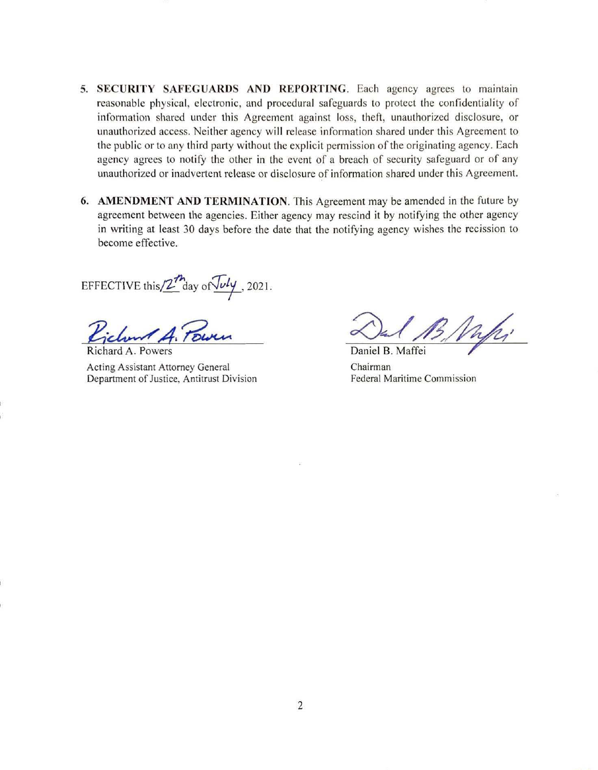5. **SECURITY SAFEGUARDS AND REPORTING**. Each agency agrees to maintain reasonable physical, electronic, and procedural safeguards to protect the confidentiality of information shared under this Agreement against loss, theft, unauthorized disclosure, or unauthorized access. Neither agency will release information shared under this Agreement to the public or to any third party without the explicit permission of the originating agency. Each agency agrees to notify the other in the event of a breach of security safeguard or of any unauthorized or inadvertent release or disclosure of information shared under this Agreement.

6. **AMENDMENT AND TERMINATION**. This Agreement may be amended in the future by agreement between the agencies. Either agency may rescind it by notifying the other agency in writing at least 30 days before the date that the notifying agency wishes the recission to become effective.

EFFECTIVE this 12th day of July, 2021.

Richard A. Powers
Acting Assistant Attorney General
Department of Justice, Antitrust Division

Daniel B. Maffei
Chairman
Federal Maritime Commission